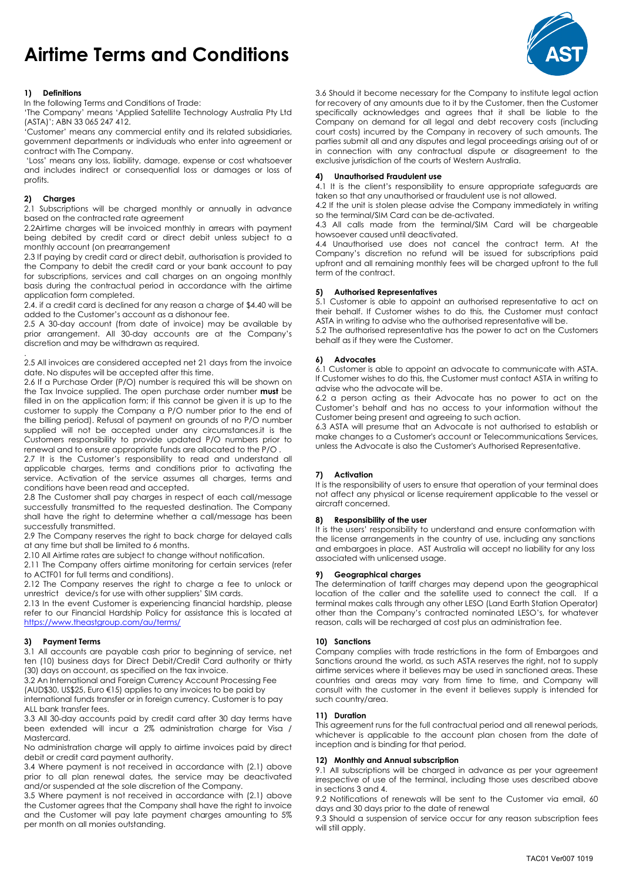# Airtime Terms and Conditions

### 1) Definitions

In the following Terms and Conditions of Trade:

'The Company' means 'Applied Satellite Technology Australia Pty Ltd (ASTA)'; ABN 33 065 247 412.

'Customer' means any commercial entity and its related subsidiaries, government departments or individuals who enter into agreement or contract with The Company.

'Loss' means any loss, liability, damage, expense or cost whatsoever and includes indirect or consequential loss or damages or loss of profits.

### 2) Charges

2.1 Subscriptions will be charged monthly or annually in advance based on the contracted rate agreement

2.2Airtime charges will be invoiced monthly in arrears with payment being debited by credit card or direct debit unless subject to a monthly account (on prearrangement

2.3 If paying by credit card or direct debit, authorisation is provided to the Company to debit the credit card or your bank account to pay for subscriptions, services and call charges on an ongoing monthly basis during the contractual period in accordance with the airtime application form completed.

2.4. if a credit card is declined for any reason a charge of $4.40 will be added to the Customer's account as a dishonour fee.

2.5 A 30-day account (from date of invoice) may be available by prior arrangement. All 30-day accounts are at the Company's discretion and may be withdrawn as required.

.

2.5 All invoices are considered accepted net 21 days from the invoice date. No disputes will be accepted after this time.

2.6 If a Purchase Order (P/O) number is required this will be shown on the Tax Invoice supplied. The open purchase order number **must** be filled in on the application form; if this cannot be given it is up to the customer to supply the Company a P/O number prior to the end of the billing period). Refusal of payment on grounds of no P/O number supplied will not be accepted under any circumstances.it is the Customers responsibility to provide updated P/O numbers prior to renewal and to ensure appropriate funds are allocated to the P/O .

2.7 It is the Customer's responsibility to read and understand all applicable charges, terms and conditions prior to activating the service. Activation of the service assumes all charges, terms and conditions have been read and accepted.

2.8 The Customer shall pay charges in respect of each call/message successfully transmitted to the requested destination. The Company shall have the right to determine whether a call/message has been successfully transmitted.

2.9 The Company reserves the right to back charge for delayed calls at any time but shall be limited to 6 months.

2.10 All Airtime rates are subject to change without notification.

2.11 The Company offers airtime monitoring for certain services (refer to ACTF01 for full terms and conditions).

2.12 The Company reserves the right to charge a fee to unlock or unrestrict device/s for use with other suppliers' SIM cards.

2.13 In the event Customer is experiencing financial hardship, please refer to our Financial Hardship Policy for assistance this is located at https://www.theastgroup.com/au/terms/

### 3) Payment Terms

3.1 All accounts are payable cash prior to beginning of service, net ten (10) business days for Direct Debit/Credit Card authority or thirty (30) days on account, as specified on the tax invoice.

3.2 An International and Foreign Currency Account Processing Fee (AUD$30, US$25, Euro €15) applies to any invoices to be paid by international funds transfer or in foreign currency. Customer is to pay ALL bank transfer fees.

3.3 All 30-day accounts paid by credit card after 30 day terms have been extended will incur a 2% administration charge for Visa / Mastercard.

No administration charge will apply to airtime invoices paid by direct debit or credit card payment authority.

3.4 Where payment is not received in accordance with (2.1) above prior to all plan renewal dates, the service may be deactivated and/or suspended at the sole discretion of the Company.

3.5 Where payment is not received in accordance with (2.1) above the Customer agrees that the Company shall have the right to invoice and the Customer will pay late payment charges amounting to 5% per month on all monies outstanding.

3.6 Should it become necessary for the Company to institute legal action for recovery of any amounts due to it by the Customer, then the Customer specifically acknowledges and agrees that it shall be liable to the Company on demand for all legal and debt recovery costs (including court costs) incurred by the Company in recovery of such amounts. The parties submit all and any disputes and legal proceedings arising out of or in connection with any contractual dispute or disagreement to the exclusive jurisdiction of the courts of Western Australia.

### 4) Unauthorised Fraudulent use

4.1 It is the client's responsibility to ensure appropriate safeguards are taken so that any unauthorised or fraudulent use is not allowed.

4.2 If the unit is stolen please advise the Company immediately in writing so the terminal/SIM Card can be de-activated.

4.3 All calls made from the terminal/SIM Card will be chargeable howsoever caused until deactivated.

4.4 Unauthorised use does not cancel the contract term. At the Company's discretion no refund will be issued for subscriptions paid upfront and all remaining monthly fees will be charged upfront to the full term of the contract.

### 5) Authorised Representatives

5.1 Customer is able to appoint an authorised representative to act on their behalf. If Customer wishes to do this, the Customer must contact ASTA in writing to advise who the authorised representative will be.

5.2 The authorised representative has the power to act on the Customers behalf as if they were the Customer.

### 6) Advocates

6.1 Customer is able to appoint an advocate to communicate with ASTA. If Customer wishes to do this, the Customer must contact ASTA in writing to advise who the advocate will be.

6.2 a person acting as their Advocate has no power to act on the Customer's behalf and has no access to your information without the Customer being present and agreeing to such action.

6.3 ASTA will presume that an Advocate is not authorised to establish or make changes to a Customer's account or Telecommunications Services, unless the Advocate is also the Customer's Authorised Representative.

### 7) Activation

It is the responsibility of users to ensure that operation of your terminal does not affect any physical or license requirement applicable to the vessel or aircraft concerned.

### 8) Responsibility of the user

It is the users' responsibility to understand and ensure conformation with the license arrangements in the country of use, including any sanctions and embargoes in place. AST Australia will accept no liability for any loss associated with unlicensed usage.

### 9) Geographical charges

The determination of tariff charges may depend upon the geographical location of the caller and the satellite used to connect the call. If a terminal makes calls through any other LESO (Land Earth Station Operator) other than the Company's contracted nominated LESO's, for whatever reason, calls will be recharged at cost plus an administration fee.

### 10) Sanctions

Company complies with trade restrictions in the form of Embargoes and Sanctions around the world, as such ASTA reserves the right, not to supply airtime services where it believes may be used in sanctioned areas. These countries and areas may vary from time to time, and Company will consult with the customer in the event it believes supply is intended for such country/area.

### 11) Duration

This agreement runs for the full contractual period and all renewal periods, whichever is applicable to the account plan chosen from the date of inception and is binding for that period.

### 12) Monthly and Annual subscription

9.1 All subscriptions will be charged in advance as per your agreement irrespective of use of the terminal, including those uses described above in sections 3 and 4.

9.2 Notifications of renewals will be sent to the Customer via email, 60 days and 30 days prior to the date of renewal

9.3 Should a suspension of service occur for any reason subscription fees will still apply.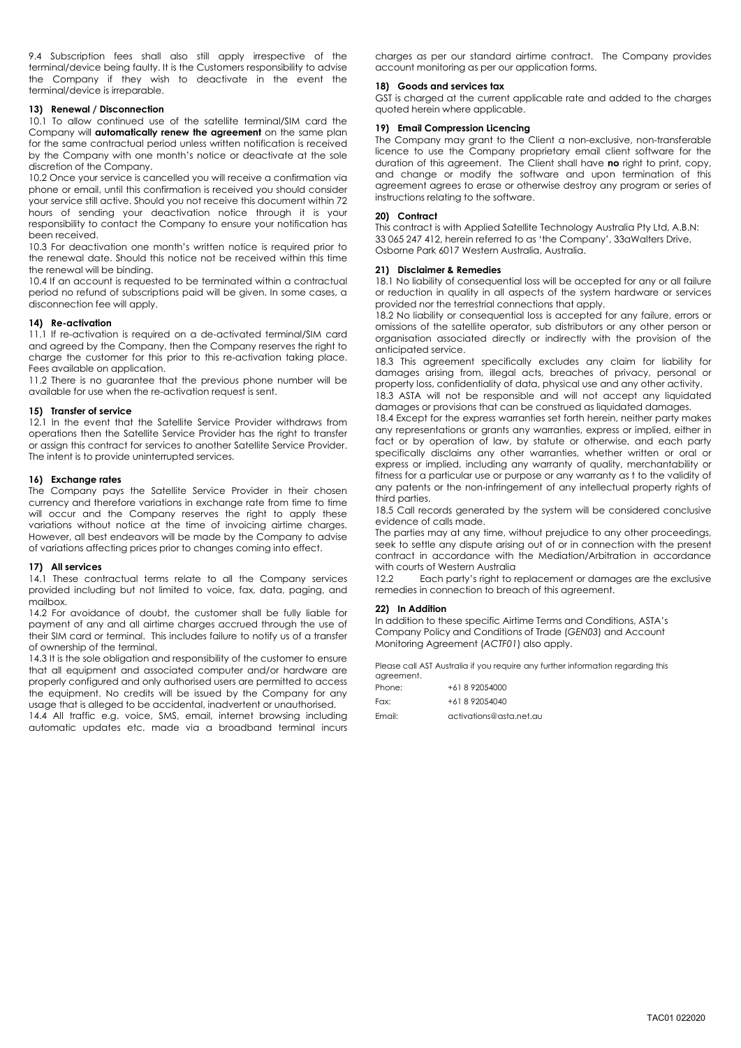9.4 Subscription fees shall also still apply irrespective of the terminal/device being faulty. It is the Customers responsibility to advise the Company if they wish to deactivate in the event the terminal/device is irreparable.

### 13) Renewal / Disconnection

10.1 To allow continued use of the satellite terminal/SIM card the Company will **automatically renew the agreement** on the same plan for the same contractual period unless written notification is received by the Company with one month's notice or deactivate at the sole discretion of the Company.

10.2 Once your service is cancelled you will receive a confirmation via phone or email, until this confirmation is received you should consider your service still active. Should you not receive this document within 72 hours of sending your deactivation notice through it is your responsibility to contact the Company to ensure your notification has been received.

10.3 For deactivation one month's written notice is required prior to the renewal date. Should this notice not be received within this time the renewal will be binding.

10.4 If an account is requested to be terminated within a contractual period no refund of subscriptions paid will be given. In some cases, a disconnection fee will apply.

### 14) Re-activation

11.1 If re-activation is required on a de-activated terminal/SIM card and agreed by the Company, then the Company reserves the right to charge the customer for this prior to this re-activation taking place. Fees available on application.

11.2 There is no guarantee that the previous phone number will be available for use when the re-activation request is sent.

### 15) Transfer of service

12.1 In the event that the Satellite Service Provider withdraws from operations then the Satellite Service Provider has the right to transfer or assign this contract for services to another Satellite Service Provider. The intent is to provide uninterrupted services.

### 16) Exchange rates

The Company pays the Satellite Service Provider in their chosen currency and therefore variations in exchange rate from time to time will occur and the Company reserves the right to apply these variations without notice at the time of invoicing airtime charges. However, all best endeavors will be made by the Company to advise of variations affecting prices prior to changes coming into effect.

### 17) All services

14.1 These contractual terms relate to all the Company services provided including but not limited to voice, fax, data, paging, and mailbox.

14.2 For avoidance of doubt, the customer shall be fully liable for payment of any and all airtime charges accrued through the use of their SIM card or terminal. This includes failure to notify us of a transfer of ownership of the terminal.

14.3 It is the sole obligation and responsibility of the customer to ensure that all equipment and associated computer and/or hardware are properly configured and only authorised users are permitted to access the equipment. No credits will be issued by the Company for any usage that is alleged to be accidental, inadvertent or unauthorised.

14.4 All traffic e.g. voice, SMS, email, internet browsing including automatic updates etc. made via a broadband terminal incurs charges as per our standard airtime contract. The Company provides account monitoring as per our application forms.

### 18) Goods and services tax

GST is charged at the current applicable rate and added to the charges quoted herein where applicable.

### 19) Email Compression Licencing

The Company may grant to the Client a non-exclusive, non-transferable licence to use the Company proprietary email client software for the duration of this agreement. The Client shall have **no** right to print, copy, and change or modify the software and upon termination of this agreement agrees to erase or otherwise destroy any program or series of instructions relating to the software.

### 20) Contract

This contract is with Applied Satellite Technology Australia Pty Ltd, A.B.N: 33 065 247 412, herein referred to as 'the Company', 33aWalters Drive, Osborne Park 6017 Western Australia, Australia.

### 21) Disclaimer & Remedies

18.1 No liability of consequential loss will be accepted for any or all failure or reduction in quality in all aspects of the system hardware or services provided nor the terrestrial connections that apply.

18.2 No liability or consequential loss is accepted for any failure, errors or omissions of the satellite operator, sub distributors or any other person or organisation associated directly or indirectly with the provision of the anticipated service.

18.3 This agreement specifically excludes any claim for liability for damages arising from, illegal acts, breaches of privacy, personal or property loss, confidentiality of data, physical use and any other activity.

18.3 ASTA will not be responsible and will not accept any liquidated damages or provisions that can be construed as liquidated damages.

18.4 Except for the express warranties set forth herein, neither party makes any representations or grants any warranties, express or implied, either in fact or by operation of law, by statute or otherwise, and each party specifically disclaims any other warranties, whether written or oral or express or implied, including any warranty of quality, merchantability or fitness for a particular use or purpose or any warranty as t to the validity of any patents or the non-infringement of any intellectual property rights of third parties.

18.5 Call records generated by the system will be considered conclusive evidence of calls made.

The parties may at any time, without prejudice to any other proceedings, seek to settle any dispute arising out of or in connection with the present contract in accordance with the Mediation/Arbitration in accordance with courts of Western Australia

12.2 Each party's right to replacement or damages are the exclusive remedies in connection to breach of this agreement.

### 22) In Addition

In addition to these specific Airtime Terms and Conditions, ASTA's Company Policy and Conditions of Trade (*GEN03*) and Account Monitoring Agreement (*ACTF01*) also apply.

Please call AST Australia if you require any further information regarding this agreement.

| | |
|---|---|
| Phone: | +61 8 92054000 |
| Fax: | +61 8 92054040 |
| Email: | activations@asta.net.au |

TAC01 022020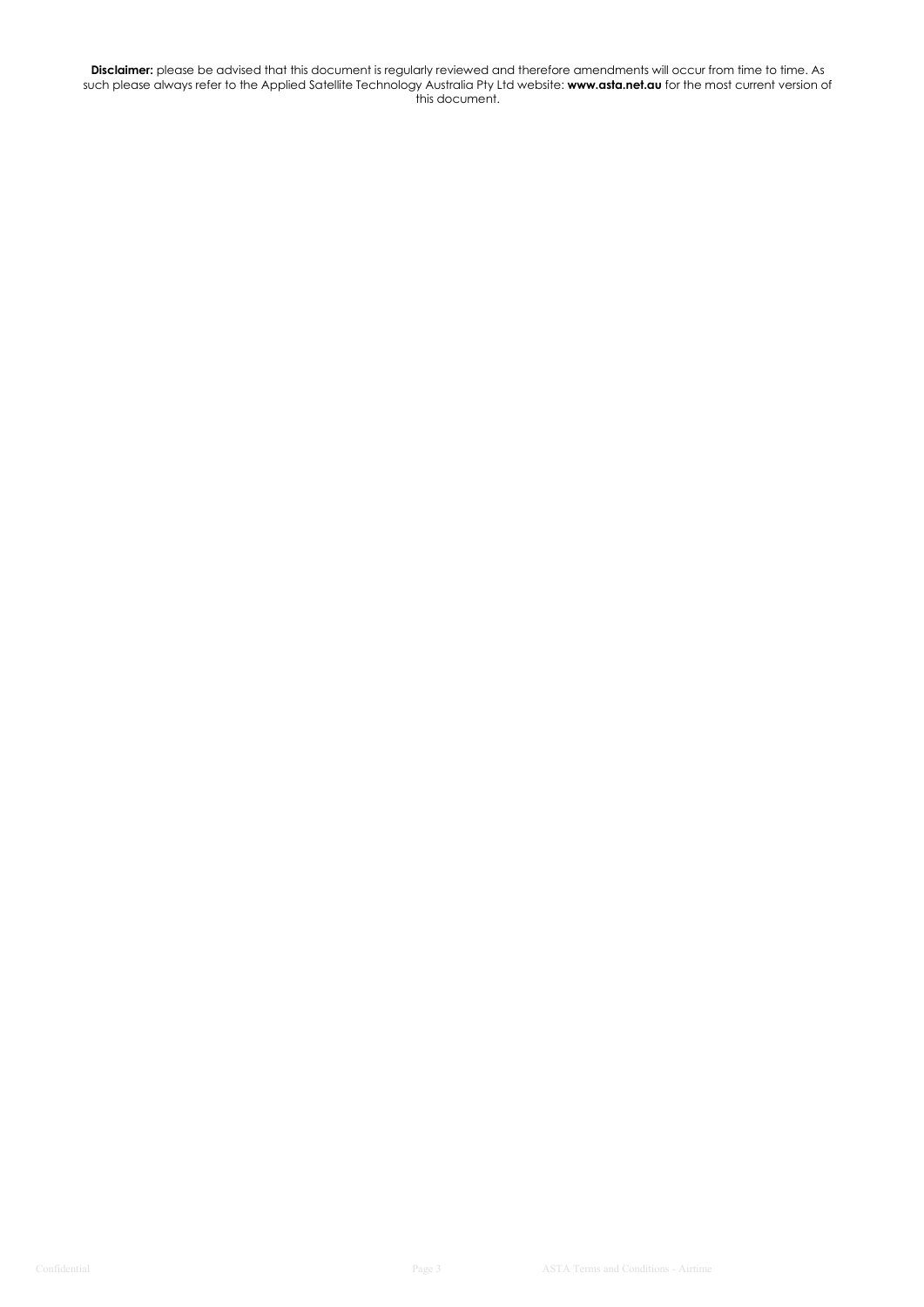**Disclaimer:** please be advised that this document is regularly reviewed and therefore amendments will occur from time to time. As such please always refer to the Applied Satellite Technology Australia Pty Ltd website: **www.asta.net.au** for the most current version of this document.